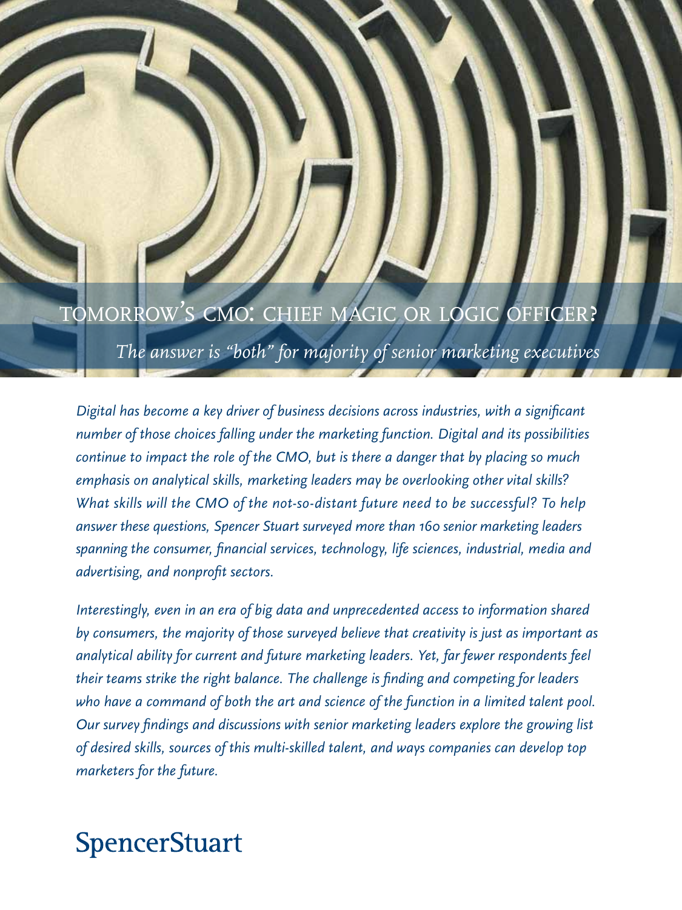# TOMORROW'S CMO: CHIEF MAGIC OR LOGIC OFFICER?

*The answer is "both" for majority of senior marketing executives*

*Digital has become a key driver of business decisions across industries, with a significant number of those choices falling under the marketing function. Digital and its possibilities continue to impact the role of the CMO, but is there a danger that by placing so much emphasis on analytical skills, marketing leaders may be overlooking other vital skills? What skills will the CMO of the not-so-distant future need to be successful? To help answer these questions, Spencer Stuart surveyed more than 160 senior marketing leaders spanning the consumer, financial services, technology, life sciences, industrial, media and advertising, and nonprofit sectors.*

*Interestingly, even in an era of big data and unprecedented access to information shared by consumers, the majority of those surveyed believe that creativity is just as important as analytical ability for current and future marketing leaders. Yet, far fewer respondents feel their teams strike the right balance. The challenge is finding and competing for leaders who have a command of both the art and science of the function in a limited talent pool. Our survey findings and discussions with senior marketing leaders explore the growing list of desired skills, sources of this multi-skilled talent, and ways companies can develop top marketers for the future.*

SpencerStuart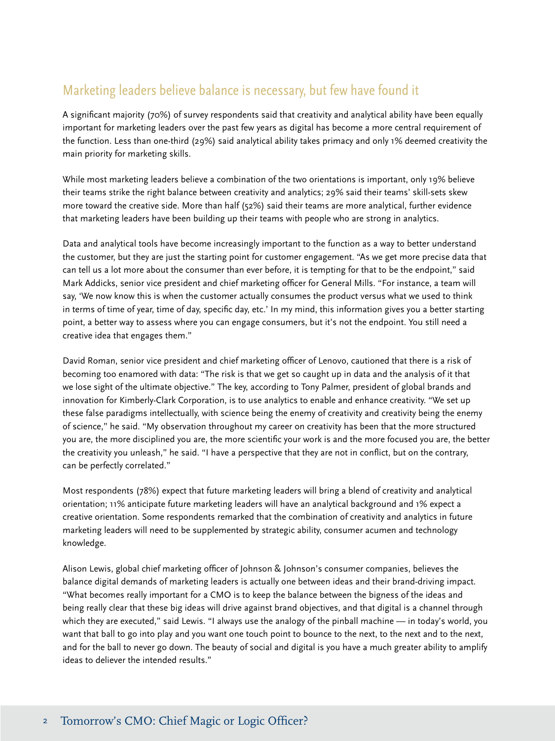## Marketing leaders believe balance is necessary, but few have found it

A significant majority (70%) of survey respondents said that creativity and analytical ability have been equally important for marketing leaders over the past few years as digital has become a more central requirement of the function. Less than one-third (29%) said analytical ability takes primacy and only 1% deemed creativity the main priority for marketing skills.

While most marketing leaders believe a combination of the two orientations is important, only 19% believe their teams strike the right balance between creativity and analytics; 29% said their teams' skill-sets skew more toward the creative side. More than half (52%) said their teams are more analytical, further evidence that marketing leaders have been building up their teams with people who are strong in analytics.

Data and analytical tools have become increasingly important to the function as a way to better understand the customer, but they are just the starting point for customer engagement. "As we get more precise data that can tell us a lot more about the consumer than ever before, it is tempting for that to be the endpoint," said Mark Addicks, senior vice president and chief marketing officer for General Mills. "For instance, a team will say, 'We now know this is when the customer actually consumes the product versus what we used to think in terms of time of year, time of day, specific day, etc.' In my mind, this information gives you a better starting point, a better way to assess where you can engage consumers, but it's not the endpoint. You still need a creative idea that engages them."

David Roman, senior vice president and chief marketing officer of Lenovo, cautioned that there is a risk of becoming too enamored with data: "The risk is that we get so caught up in data and the analysis of it that we lose sight of the ultimate objective." The key, according to Tony Palmer, president of global brands and innovation for Kimberly-Clark Corporation, is to use analytics to enable and enhance creativity. "We set up these false paradigms intellectually, with science being the enemy of creativity and creativity being the enemy of science," he said. "My observation throughout my career on creativity has been that the more structured you are, the more disciplined you are, the more scientific your work is and the more focused you are, the better the creativity you unleash," he said. "I have a perspective that they are not in conflict, but on the contrary, can be perfectly correlated."

Most respondents (78%) expect that future marketing leaders will bring a blend of creativity and analytical orientation; 11% anticipate future marketing leaders will have an analytical background and 1% expect a creative orientation. Some respondents remarked that the combination of creativity and analytics in future marketing leaders will need to be supplemented by strategic ability, consumer acumen and technology knowledge.

Alison Lewis, global chief marketing officer of Johnson & Johnson's consumer companies, believes the balance digital demands of marketing leaders is actually one between ideas and their brand-driving impact. "What becomes really important for a CMO is to keep the balance between the bigness of the ideas and being really clear that these big ideas will drive against brand objectives, and that digital is a channel through which they are executed," said Lewis. "I always use the analogy of the pinball machine — in today's world, you want that ball to go into play and you want one touch point to bounce to the next, to the next and to the next, and for the ball to never go down. The beauty of social and digital is you have a much greater ability to amplify ideas to deliever the intended results."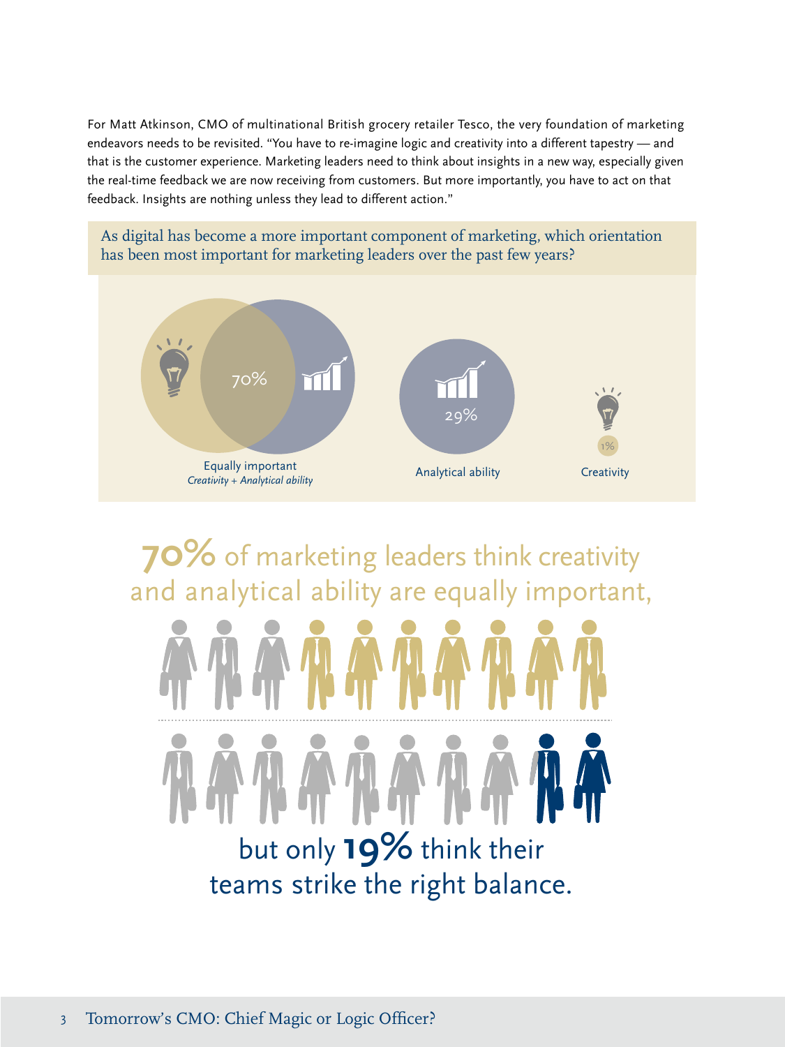For Matt Atkinson, CMO of multinational British grocery retailer Tesco, the very foundation of marketing endeavors needs to be revisited. "You have to re-imagine logic and creativity into a different tapestry — and that is the customer experience. Marketing leaders need to think about insights in a new way, especially given the real-time feedback we are now receiving from customers. But more importantly, you have to act on that feedback. Insights are nothing unless they lead to different action."

As digital has become a more important component of marketing, which orientation has been most important for marketing leaders over the past few years?

70%

Equally important
*Creativity + Analytical ability*

29%

Analytical ability

1%

Creativity

**70%** of marketing leaders think creativity and analytical ability are equally important,

but only **19%** think their teams strike the right balance.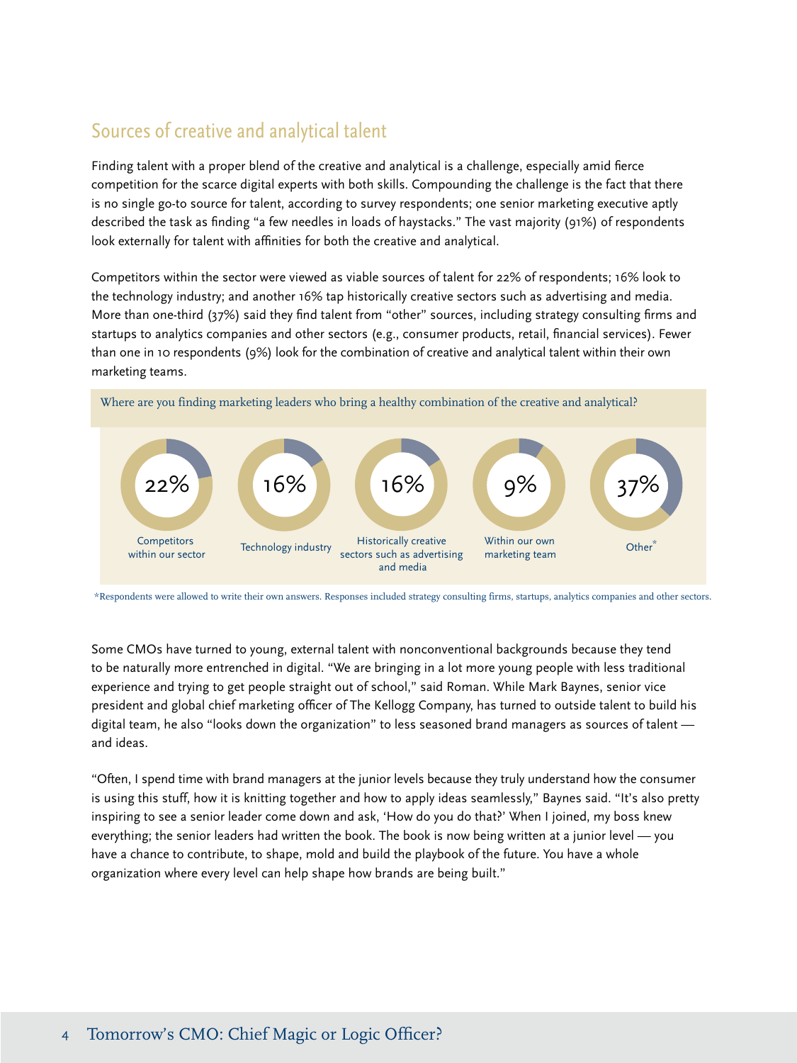## Sources of creative and analytical talent

Finding talent with a proper blend of the creative and analytical is a challenge, especially amid fierce competition for the scarce digital experts with both skills. Compounding the challenge is the fact that there is no single go-to source for talent, according to survey respondents; one senior marketing executive aptly described the task as finding "a few needles in loads of haystacks." The vast majority (91%) of respondents look externally for talent with affinities for both the creative and analytical.

Competitors within the sector were viewed as viable sources of talent for 22% of respondents; 16% look to the technology industry; and another 16% tap historically creative sectors such as advertising and media. More than one-third (37%) said they find talent from "other" sources, including strategy consulting firms and startups to analytics companies and other sectors (e.g., consumer products, retail, financial services). Fewer than one in 10 respondents (9%) look for the combination of creative and analytical talent within their own marketing teams.

Where are you finding marketing leaders who bring a healthy combination of the creative and analytical?

| Source | Percentage |
| --- | --- |
| Competitors within our sector | 22% |
| Technology industry | 16% |
| Historically creative sectors such as advertising and media | 16% |
| Within our own marketing team | 9% |
| Other* | 37% |

*Respondents were allowed to write their own answers. Responses included strategy consulting firms, startups, analytics companies and other sectors.

Some CMOs have turned to young, external talent with nonconventional backgrounds because they tend to be naturally more entrenched in digital. "We are bringing in a lot more young people with less traditional experience and trying to get people straight out of school," said Roman. While Mark Baynes, senior vice president and global chief marketing officer of The Kellogg Company, has turned to outside talent to build his digital team, he also "looks down the organization" to less seasoned brand managers as sources of talent — and ideas.

"Often, I spend time with brand managers at the junior levels because they truly understand how the consumer is using this stuff, how it is knitting together and how to apply ideas seamlessly," Baynes said. "It's also pretty inspiring to see a senior leader come down and ask, 'How do you do that?' When I joined, my boss knew everything; the senior leaders had written the book. The book is now being written at a junior level — you have a chance to contribute, to shape, mold and build the playbook of the future. You have a whole organization where every level can help shape how brands are being built."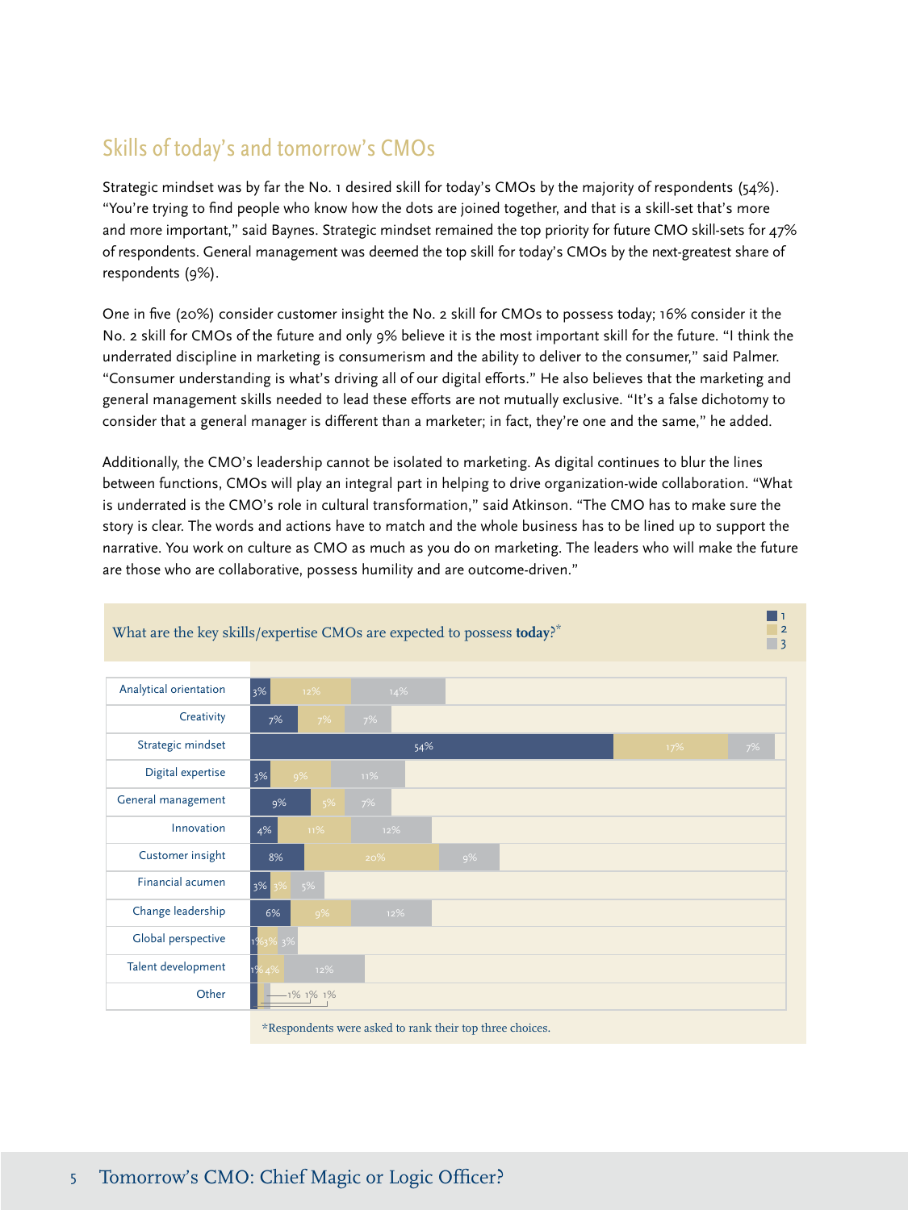## Skills of today's and tomorrow's CMOs

Strategic mindset was by far the No. 1 desired skill for today's CMOs by the majority of respondents (54%). "You're trying to find people who know how the dots are joined together, and that is a skill-set that's more and more important," said Baynes. Strategic mindset remained the top priority for future CMO skill-sets for 47% of respondents. General management was deemed the top skill for today's CMOs by the next-greatest share of respondents (9%).

One in five (20%) consider customer insight the No. 2 skill for CMOs to possess today; 16% consider it the No. 2 skill for CMOs of the future and only 9% believe it is the most important skill for the future. "I think the underrated discipline in marketing is consumerism and the ability to deliver to the consumer," said Palmer. "Consumer understanding is what's driving all of our digital efforts." He also believes that the marketing and general management skills needed to lead these efforts are not mutually exclusive. "It's a false dichotomy to consider that a general manager is different than a marketer; in fact, they're one and the same," he added.

Additionally, the CMO's leadership cannot be isolated to marketing. As digital continues to blur the lines between functions, CMOs will play an integral part in helping to drive organization-wide collaboration. "What is underrated is the CMO's role in cultural transformation," said Atkinson. "The CMO has to make sure the story is clear. The words and actions have to match and the whole business has to be lined up to support the narrative. You work on culture as CMO as much as you do on marketing. The leaders who will make the future are those who are collaborative, possess humility and are outcome-driven."

What are the key skills/expertise CMOs are expected to possess **today**?*

| Skill | 1 | 2 | 3 |
|---|---|---|---|
| Analytical orientation | 3% | 12% | 14% |
| Creativity | 7% | 7% | 7% |
| Strategic mindset | 54% | 17% | 7% |
| Digital expertise | 3% | 9% | 11% |
| General management | 9% | 5% | 7% |
| Innovation | 4% | 11% | 12% |
| Customer insight | 8% | 20% | 9% |
| Financial acumen | 3% | 3% | 5% |
| Change leadership | 6% | 9% | 12% |
| Global perspective | 1% | 3% | 3% |
| Talent development | 1% | 4% | 12% |
| Other | 1% | 1% | 1% |

*Respondents were asked to rank their top three choices.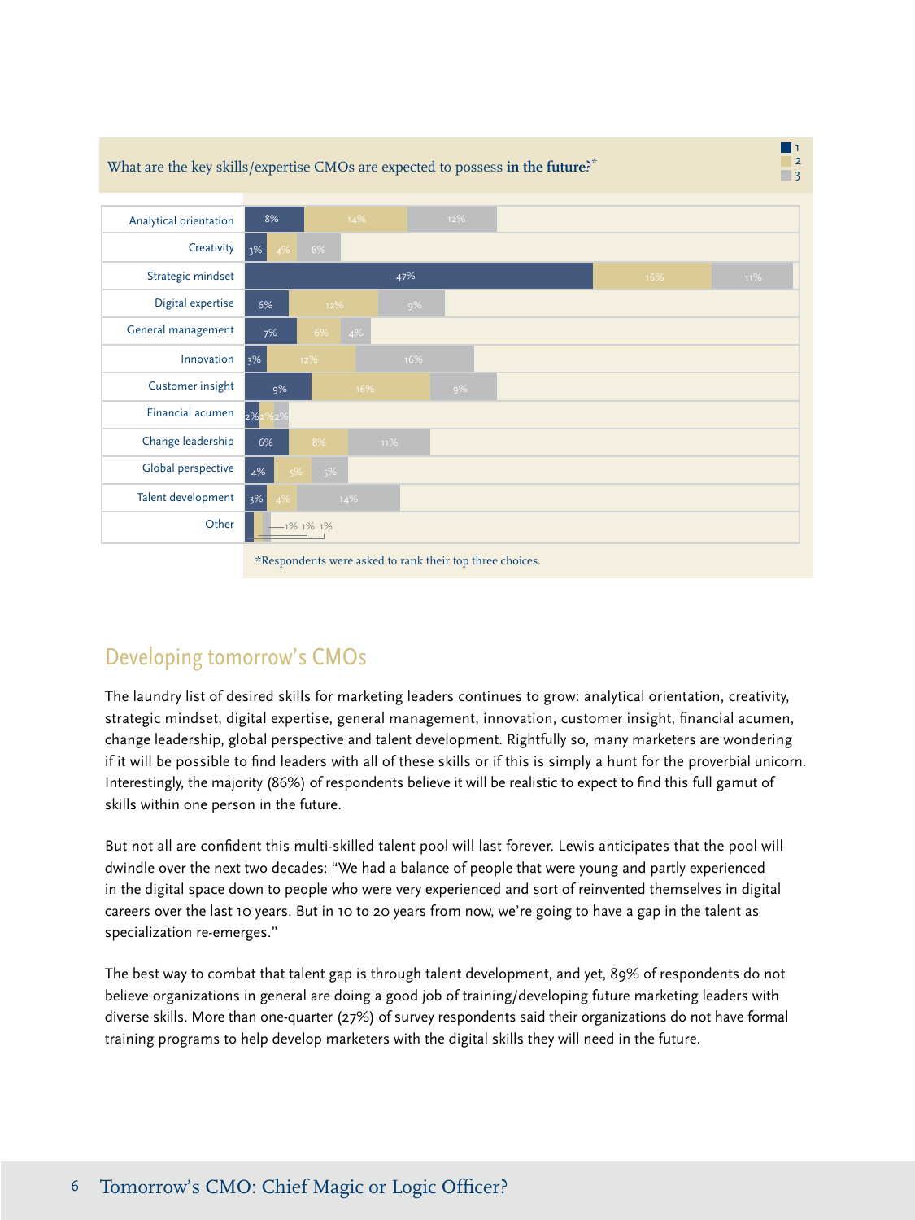What are the key skills/expertise CMOs are expected to possess **in the future**?*

| Skill | 1 | 2 | 3 |
|---|---|---|---|
| Analytical orientation | 8% | 14% | 12% |
| Creativity | 3% | 4% | 6% |
| Strategic mindset | 47% | 16% | 11% |
| Digital expertise | 6% | 12% | 9% |
| General management | 7% | 6% | 4% |
| Innovation | 3% | 12% | 16% |
| Customer insight | 9% | 16% | 9% |
| Financial acumen | 2% | 2% | 2% |
| Change leadership | 6% | 8% | 11% |
| Global perspective | 4% | 5% | 5% |
| Talent development | 3% | 4% | 14% |
| Other | 1% | 1% | 1% |

*Respondents were asked to rank their top three choices.

## Developing tomorrow's CMOs

The laundry list of desired skills for marketing leaders continues to grow: analytical orientation, creativity, strategic mindset, digital expertise, general management, innovation, customer insight, financial acumen, change leadership, global perspective and talent development. Rightfully so, many marketers are wondering if it will be possible to find leaders with all of these skills or if this is simply a hunt for the proverbial unicorn. Interestingly, the majority (86%) of respondents believe it will be realistic to expect to find this full gamut of skills within one person in the future.

But not all are confident this multi-skilled talent pool will last forever. Lewis anticipates that the pool will dwindle over the next two decades: "We had a balance of people that were young and partly experienced in the digital space down to people who were very experienced and sort of reinvented themselves in digital careers over the last 10 years. But in 10 to 20 years from now, we're going to have a gap in the talent as specialization re-emerges."

The best way to combat that talent gap is through talent development, and yet, 89% of respondents do not believe organizations in general are doing a good job of training/developing future marketing leaders with diverse skills. More than one-quarter (27%) of survey respondents said their organizations do not have formal training programs to help develop marketers with the digital skills they will need in the future.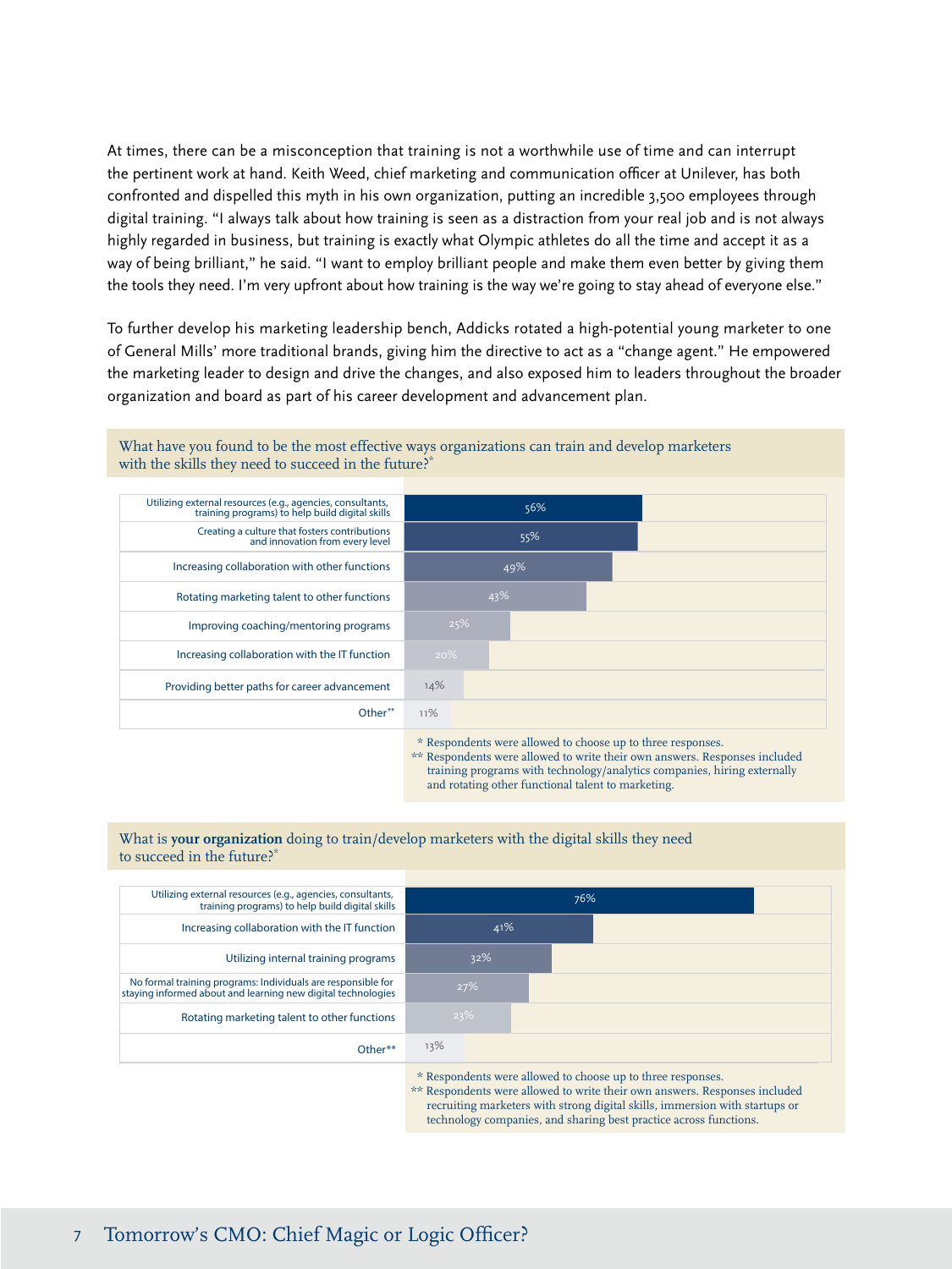At times, there can be a misconception that training is not a worthwhile use of time and can interrupt the pertinent work at hand. Keith Weed, chief marketing and communication officer at Unilever, has both confronted and dispelled this myth in his own organization, putting an incredible 3,500 employees through digital training. "I always talk about how training is seen as a distraction from your real job and is not always highly regarded in business, but training is exactly what Olympic athletes do all the time and accept it as a way of being brilliant," he said. "I want to employ brilliant people and make them even better by giving them the tools they need. I'm very upfront about how training is the way we're going to stay ahead of everyone else."

To further develop his marketing leadership bench, Addicks rotated a high-potential young marketer to one of General Mills' more traditional brands, giving him the directive to act as a "change agent." He empowered the marketing leader to design and drive the changes, and also exposed him to leaders throughout the broader organization and board as part of his career development and advancement plan.

**What have you found to be the most effective ways organizations can train and develop marketers with the skills they need to succeed in the future?***

| Response | % |
|---|---|
| Utilizing external resources (e.g., agencies, consultants, training programs) to help build digital skills | 56% |
| Creating a culture that fosters contributions and innovation from every level | 55% |
| Increasing collaboration with other functions | 49% |
| Rotating marketing talent to other functions | 43% |
| Improving coaching/mentoring programs | 25% |
| Increasing collaboration with the IT function | 20% |
| Providing better paths for career advancement | 14% |
| Other** | 11% |

\* Respondents were allowed to choose up to three responses.
** Respondents were allowed to write their own answers. Responses included training programs with technology/analytics companies, hiring externally and rotating other functional talent to marketing.

**What is your organization doing to train/develop marketers with the digital skills they need to succeed in the future?***

| Response | % |
|---|---|
| Utilizing external resources (e.g., agencies, consultants, training programs) to help build digital skills | 76% |
| Increasing collaboration with the IT function | 41% |
| Utilizing internal training programs | 32% |
| No formal training programs: Individuals are responsible for staying informed about and learning new digital technologies | 27% |
| Rotating marketing talent to other functions | 23% |
| Other** | 13% |

\* Respondents were allowed to choose up to three responses.
** Respondents were allowed to write their own answers. Responses included recruiting marketers with strong digital skills, immersion with startups or technology companies, and sharing best practice across functions.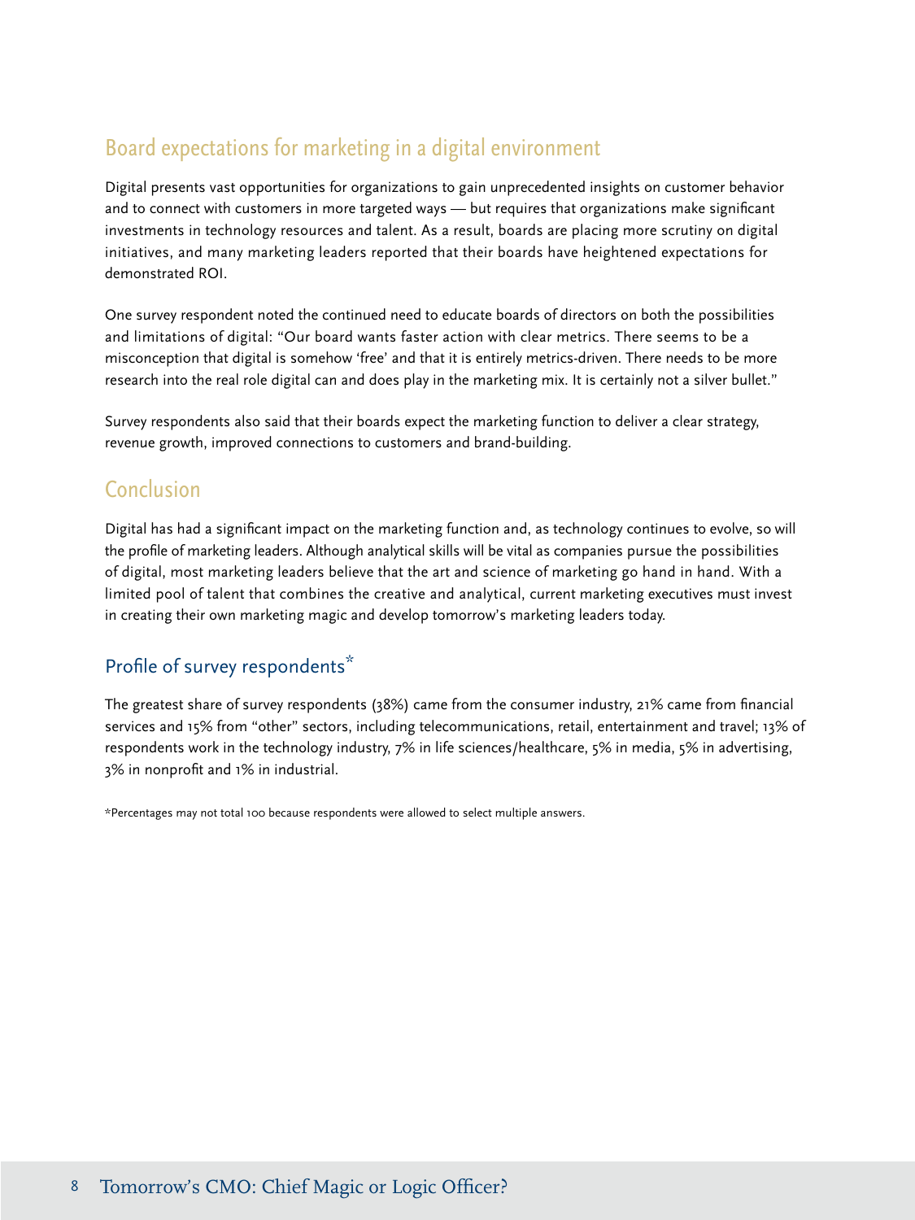## Board expectations for marketing in a digital environment

Digital presents vast opportunities for organizations to gain unprecedented insights on customer behavior and to connect with customers in more targeted ways — but requires that organizations make significant investments in technology resources and talent. As a result, boards are placing more scrutiny on digital initiatives, and many marketing leaders reported that their boards have heightened expectations for demonstrated ROI.

One survey respondent noted the continued need to educate boards of directors on both the possibilities and limitations of digital: "Our board wants faster action with clear metrics. There seems to be a misconception that digital is somehow 'free' and that it is entirely metrics-driven. There needs to be more research into the real role digital can and does play in the marketing mix. It is certainly not a silver bullet."

Survey respondents also said that their boards expect the marketing function to deliver a clear strategy, revenue growth, improved connections to customers and brand-building.

## Conclusion

Digital has had a significant impact on the marketing function and, as technology continues to evolve, so will the profile of marketing leaders. Although analytical skills will be vital as companies pursue the possibilities of digital, most marketing leaders believe that the art and science of marketing go hand in hand. With a limited pool of talent that combines the creative and analytical, current marketing executives must invest in creating their own marketing magic and develop tomorrow's marketing leaders today.

### Profile of survey respondents*

The greatest share of survey respondents (38%) came from the consumer industry, 21% came from financial services and 15% from "other" sectors, including telecommunications, retail, entertainment and travel; 13% of respondents work in the technology industry, 7% in life sciences/healthcare, 5% in media, 5% in advertising, 3% in nonprofit and 1% in industrial.

*Percentages may not total 100 because respondents were allowed to select multiple answers.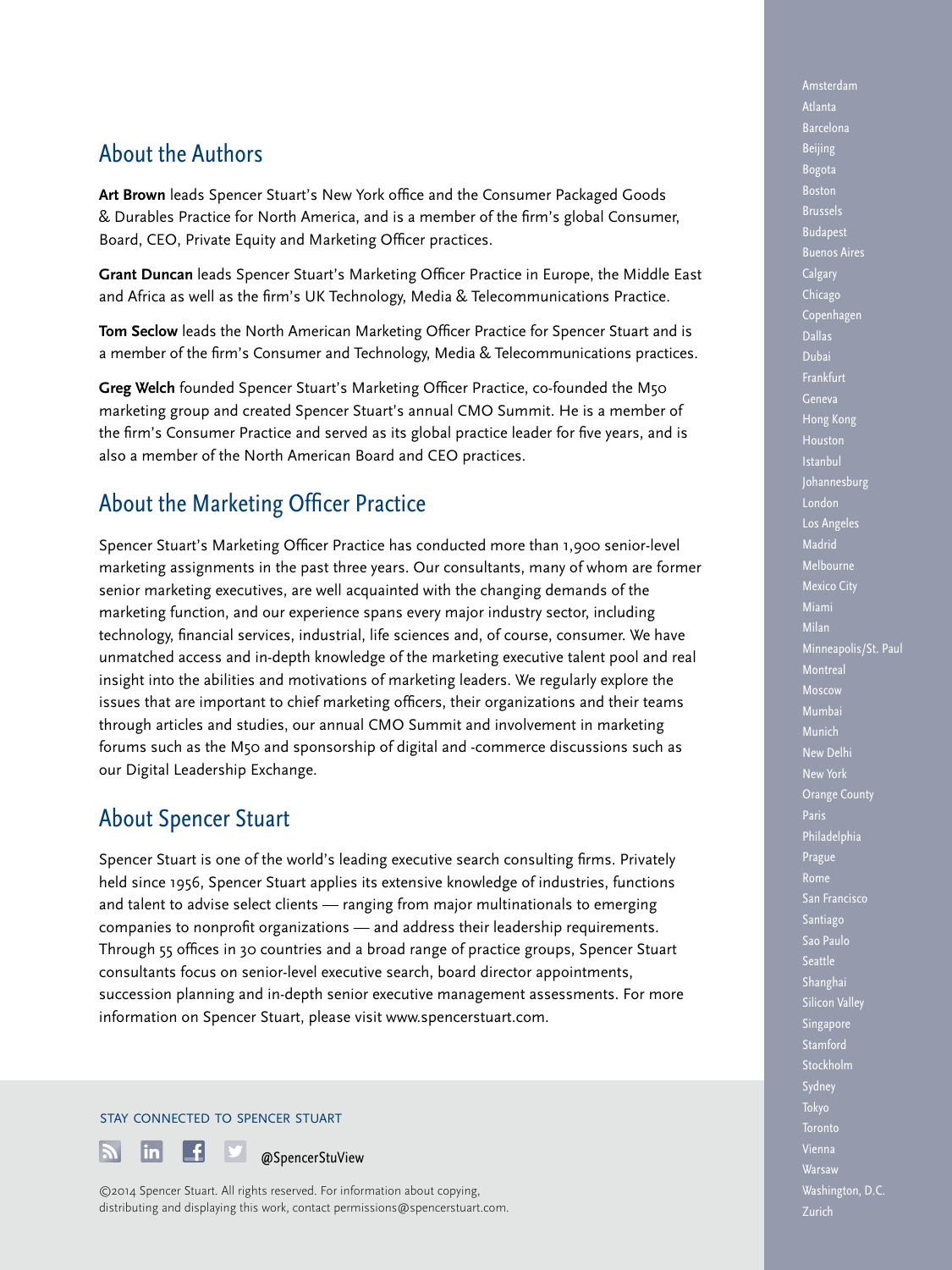## About the Authors

**Art Brown** leads Spencer Stuart's New York office and the Consumer Packaged Goods & Durables Practice for North America, and is a member of the firm's global Consumer, Board, CEO, Private Equity and Marketing Officer practices.

**Grant Duncan** leads Spencer Stuart's Marketing Officer Practice in Europe, the Middle East and Africa as well as the firm's UK Technology, Media & Telecommunications Practice.

**Tom Seclow** leads the North American Marketing Officer Practice for Spencer Stuart and is a member of the firm's Consumer and Technology, Media & Telecommunications practices.

**Greg Welch** founded Spencer Stuart's Marketing Officer Practice, co-founded the M50 marketing group and created Spencer Stuart's annual CMO Summit. He is a member of the firm's Consumer Practice and served as its global practice leader for five years, and is also a member of the North American Board and CEO practices.

## About the Marketing Officer Practice

Spencer Stuart's Marketing Officer Practice has conducted more than 1,900 senior-level marketing assignments in the past three years. Our consultants, many of whom are former senior marketing executives, are well acquainted with the changing demands of the marketing function, and our experience spans every major industry sector, including technology, financial services, industrial, life sciences and, of course, consumer. We have unmatched access and in-depth knowledge of the marketing executive talent pool and real insight into the abilities and motivations of marketing leaders. We regularly explore the issues that are important to chief marketing officers, their organizations and their teams through articles and studies, our annual CMO Summit and involvement in marketing forums such as the M50 and sponsorship of digital and -commerce discussions such as our Digital Leadership Exchange.

## About Spencer Stuart

Spencer Stuart is one of the world's leading executive search consulting firms. Privately held since 1956, Spencer Stuart applies its extensive knowledge of industries, functions and talent to advise select clients — ranging from major multinationals to emerging companies to nonprofit organizations — and address their leadership requirements. Through 55 offices in 30 countries and a broad range of practice groups, Spencer Stuart consultants focus on senior-level executive search, board director appointments, succession planning and in-depth senior executive management assessments. For more information on Spencer Stuart, please visit www.spencerstuart.com.

STAY CONNECTED TO SPENCER STUART

@SpencerStuView

©2014 Spencer Stuart. All rights reserved. For information about copying, distributing and displaying this work, contact permissions@spencerstuart.com.

Amsterdam
Atlanta
Barcelona
Beijing
Bogota
Boston
Brussels
Budapest
Buenos Aires
Calgary
Chicago
Copenhagen
Dallas
Dubai
Frankfurt
Geneva
Hong Kong
Houston
Istanbul
Johannesburg
London
Los Angeles
Madrid
Melbourne
Mexico City
Miami
Milan
Minneapolis/St. Paul
Montreal
Moscow
Mumbai
Munich
New Delhi
New York
Orange County
Paris
Philadelphia
Prague
Rome
San Francisco
Santiago
Sao Paulo
Seattle
Shanghai
Silicon Valley
Singapore
Stamford
Stockholm
Sydney
Tokyo
Toronto
Vienna
Warsaw
Washington, D.C.
Zurich